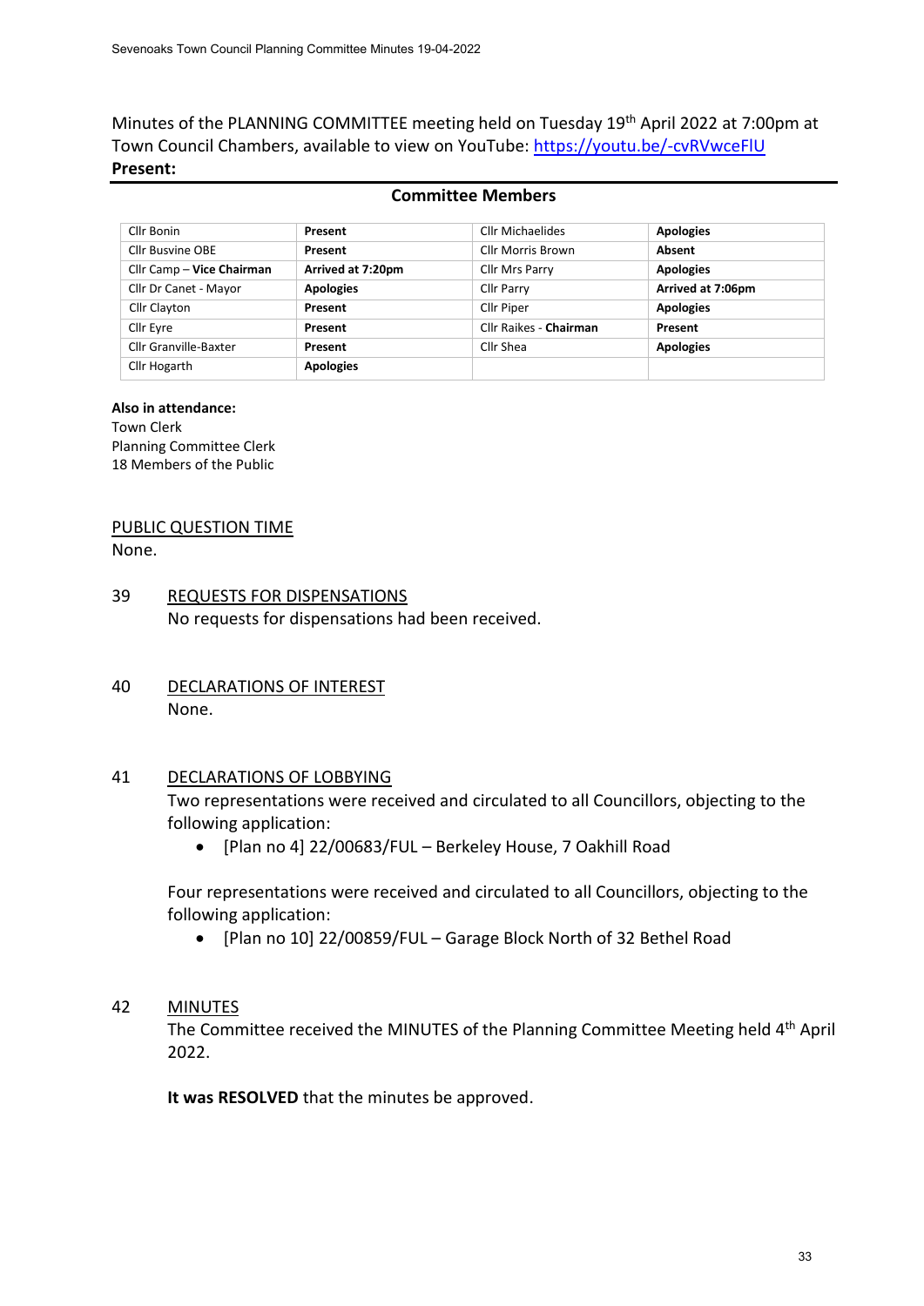Minutes of the PLANNING COMMITTEE meeting held on Tuesday 19th April 2022 at 7:00pm at Town Council Chambers, available to view on YouTube: https://youtu.be/-cvRVwceFlU

**Present:**

**Committee Members**

| | | | |
|---|---|---|---|
| Cllr Bonin | **Present** | Cllr Michaelides | **Apologies** |
| Cllr Busvine OBE | **Present** | Cllr Morris Brown | **Absent** |
| Cllr Camp – **Vice Chairman** | **Arrived at 7:20pm** | Cllr Mrs Parry | **Apologies** |
| Cllr Dr Canet - Mayor | **Apologies** | Cllr Parry | **Arrived at 7:06pm** |
| Cllr Clayton | **Present** | Cllr Piper | **Apologies** |
| Cllr Eyre | **Present** | Cllr Raikes - **Chairman** | **Present** |
| Cllr Granville-Baxter | **Present** | Cllr Shea | **Apologies** |
| Cllr Hogarth | **Apologies** | | |

**Also in attendance:**
Town Clerk
Planning Committee Clerk
18 Members of the Public

PUBLIC QUESTION TIME

None.

39 REQUESTS FOR DISPENSATIONS

No requests for dispensations had been received.

40 DECLARATIONS OF INTEREST

None.

41 DECLARATIONS OF LOBBYING

Two representations were received and circulated to all Councillors, objecting to the following application:

- [Plan no 4] 22/00683/FUL – Berkeley House, 7 Oakhill Road

Four representations were received and circulated to all Councillors, objecting to the following application:

- [Plan no 10] 22/00859/FUL – Garage Block North of 32 Bethel Road

42 MINUTES

The Committee received the MINUTES of the Planning Committee Meeting held 4th April 2022.

**It was RESOLVED** that the minutes be approved.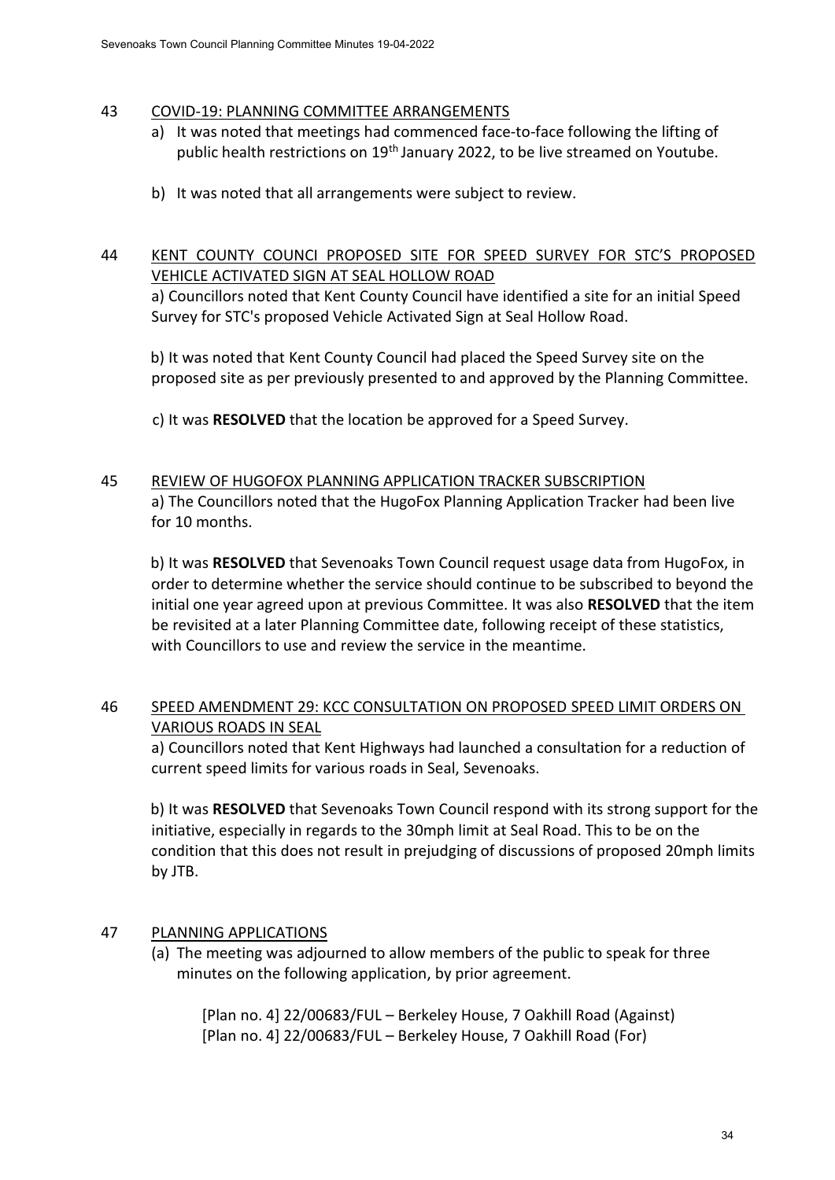43 COVID-19: PLANNING COMMITTEE ARRANGEMENTS

a) It was noted that meetings had commenced face-to-face following the lifting of public health restrictions on 19th January 2022, to be live streamed on Youtube.

b) It was noted that all arrangements were subject to review.

44 KENT COUNTY COUNCI PROPOSED SITE FOR SPEED SURVEY FOR STC'S PROPOSED VEHICLE ACTIVATED SIGN AT SEAL HOLLOW ROAD

a) Councillors noted that Kent County Council have identified a site for an initial Speed Survey for STC's proposed Vehicle Activated Sign at Seal Hollow Road.

b) It was noted that Kent County Council had placed the Speed Survey site on the proposed site as per previously presented to and approved by the Planning Committee.

c) It was **RESOLVED** that the location be approved for a Speed Survey.

45 REVIEW OF HUGOFOX PLANNING APPLICATION TRACKER SUBSCRIPTION

a) The Councillors noted that the HugoFox Planning Application Tracker had been live for 10 months.

b) It was **RESOLVED** that Sevenoaks Town Council request usage data from HugoFox, in order to determine whether the service should continue to be subscribed to beyond the initial one year agreed upon at previous Committee. It was also **RESOLVED** that the item be revisited at a later Planning Committee date, following receipt of these statistics, with Councillors to use and review the service in the meantime.

46 SPEED AMENDMENT 29: KCC CONSULTATION ON PROPOSED SPEED LIMIT ORDERS ON VARIOUS ROADS IN SEAL

a) Councillors noted that Kent Highways had launched a consultation for a reduction of current speed limits for various roads in Seal, Sevenoaks.

b) It was **RESOLVED** that Sevenoaks Town Council respond with its strong support for the initiative, especially in regards to the 30mph limit at Seal Road. This to be on the condition that this does not result in prejudging of discussions of proposed 20mph limits by JTB.

47 PLANNING APPLICATIONS

(a) The meeting was adjourned to allow members of the public to speak for three minutes on the following application, by prior agreement.

[Plan no. 4] 22/00683/FUL – Berkeley House, 7 Oakhill Road (Against)
[Plan no. 4] 22/00683/FUL – Berkeley House, 7 Oakhill Road (For)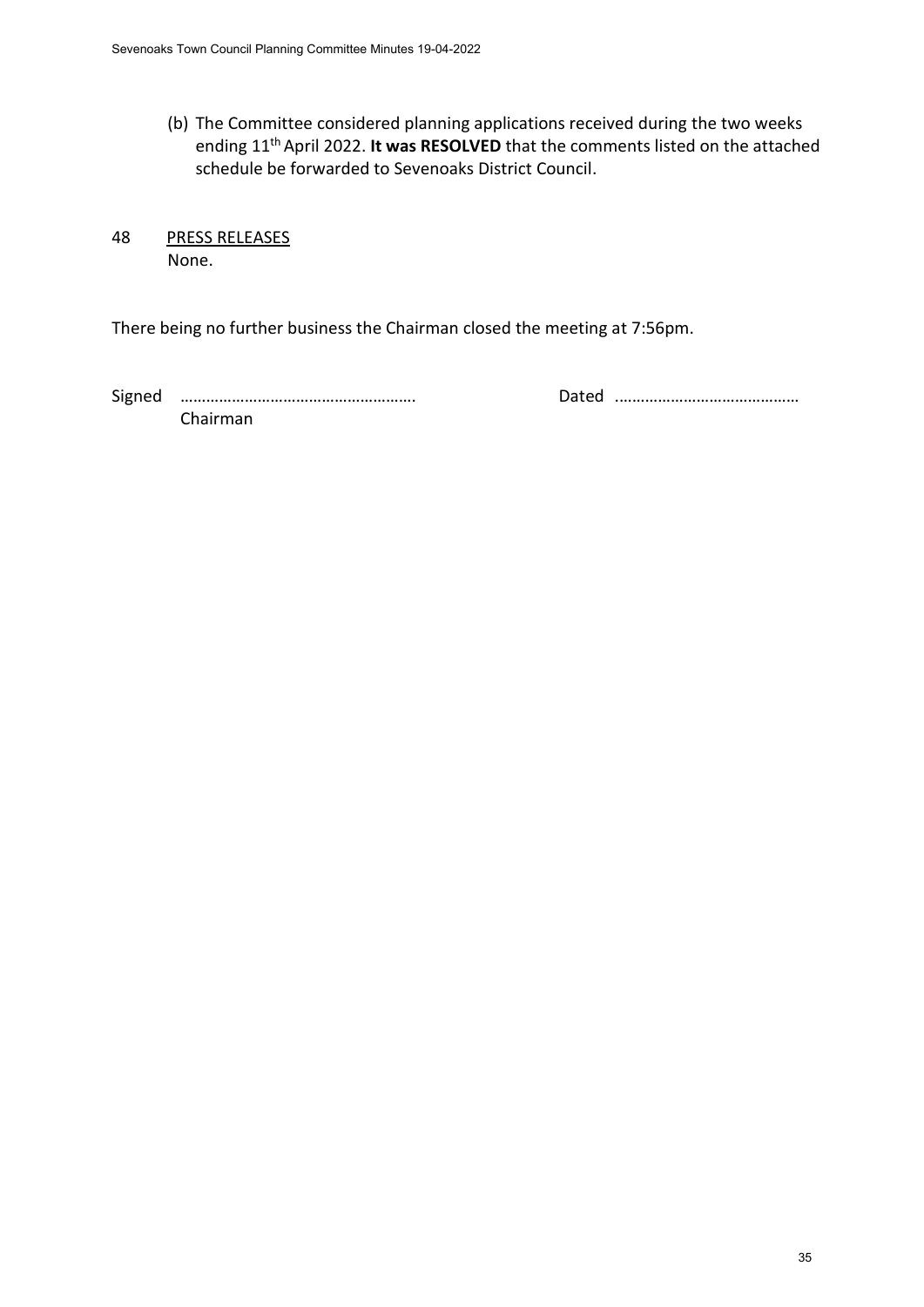(b) The Committee considered planning applications received during the two weeks ending 11th April 2022. **It was RESOLVED** that the comments listed on the attached schedule be forwarded to Sevenoaks District Council.

48 PRESS RELEASES

None.

There being no further business the Chairman closed the meeting at 7:56pm.

Signed ………………………………………………. Dated ……………………………………

Chairman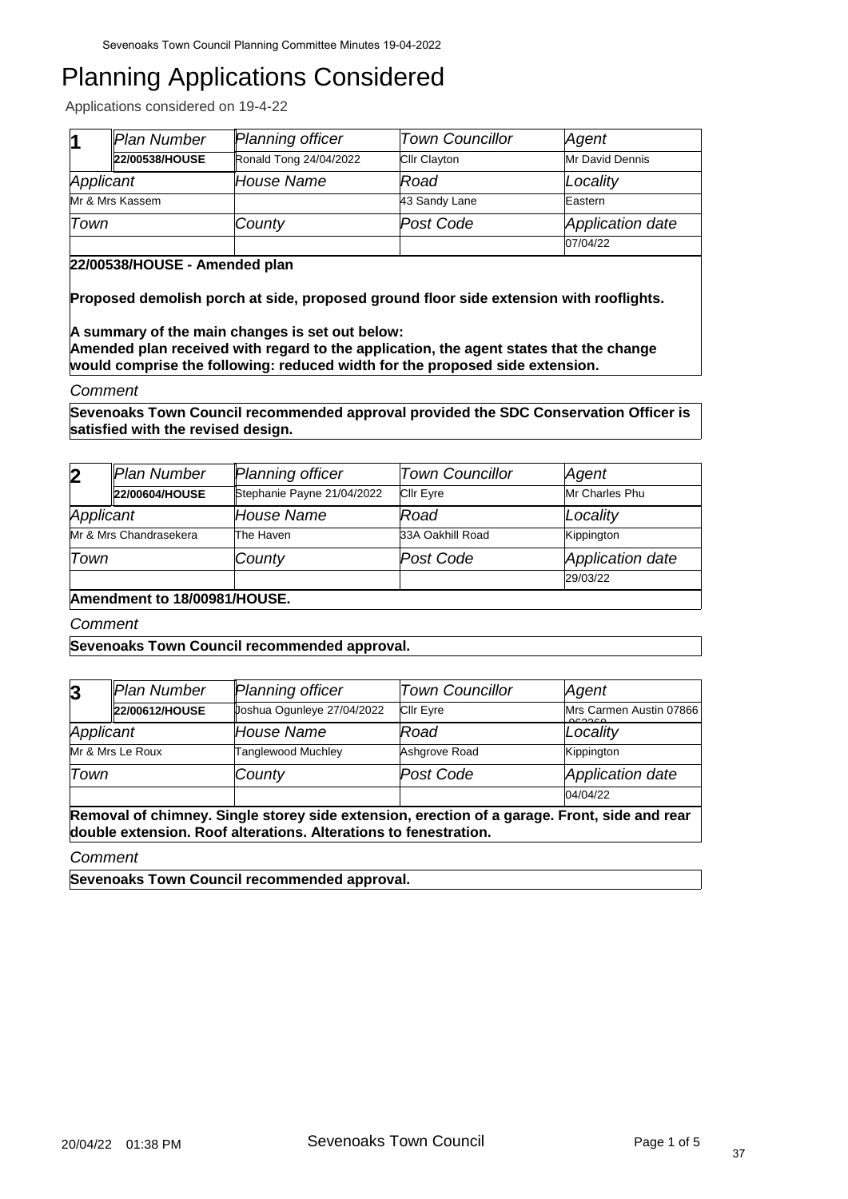# Planning Applications Considered

Applications considered on 19-4-22

| 1 | Plan Number | Planning officer | Town Councillor | Agent |
|---|---|---|---|---|
| | 22/00538/HOUSE | Ronald Tong 24/04/2022 | Cllr Clayton | Mr David Dennis |
| Applicant | | House Name | Road | Locality |
| Mr & Mrs Kassem | | | 43 Sandy Lane | Eastern |
| Town | | County | Post Code | Application date |
| | | | | 07/04/22 |

**22/00538/HOUSE - Amended plan**

**Proposed demolish porch at side, proposed ground floor side extension with rooflights.**

**A summary of the main changes is set out below:**
**Amended plan received with regard to the application, the agent states that the change would comprise the following: reduced width for the proposed side extension.**

*Comment*

**Sevenoaks Town Council recommended approval provided the SDC Conservation Officer is satisfied with the revised design.**

| 2 | Plan Number | Planning officer | Town Councillor | Agent |
|---|---|---|---|---|
| | 22/00604/HOUSE | Stephanie Payne 21/04/2022 | Cllr Eyre | Mr Charles Phu |
| Applicant | | House Name | Road | Locality |
| Mr & Mrs Chandrasekera | | The Haven | 33A Oakhill Road | Kippington |
| Town | | County | Post Code | Application date |
| | | | | 29/03/22 |

**Amendment to 18/00981/HOUSE.**

*Comment*

**Sevenoaks Town Council recommended approval.**

| 3 | Plan Number | Planning officer | Town Councillor | Agent |
|---|---|---|---|---|
| | 22/00612/HOUSE | Joshua Ogunleye 27/04/2022 | Cllr Eyre | Mrs Carmen Austin 07866 063360 |
| Applicant | | House Name | Road | Locality |
| Mr & Mrs Le Roux | | Tanglewood Muchley | Ashgrove Road | Kippington |
| Town | | County | Post Code | Application date |
| | | | | 04/04/22 |

**Removal of chimney. Single storey side extension, erection of a garage. Front, side and rear double extension. Roof alterations. Alterations to fenestration.**

*Comment*

**Sevenoaks Town Council recommended approval.**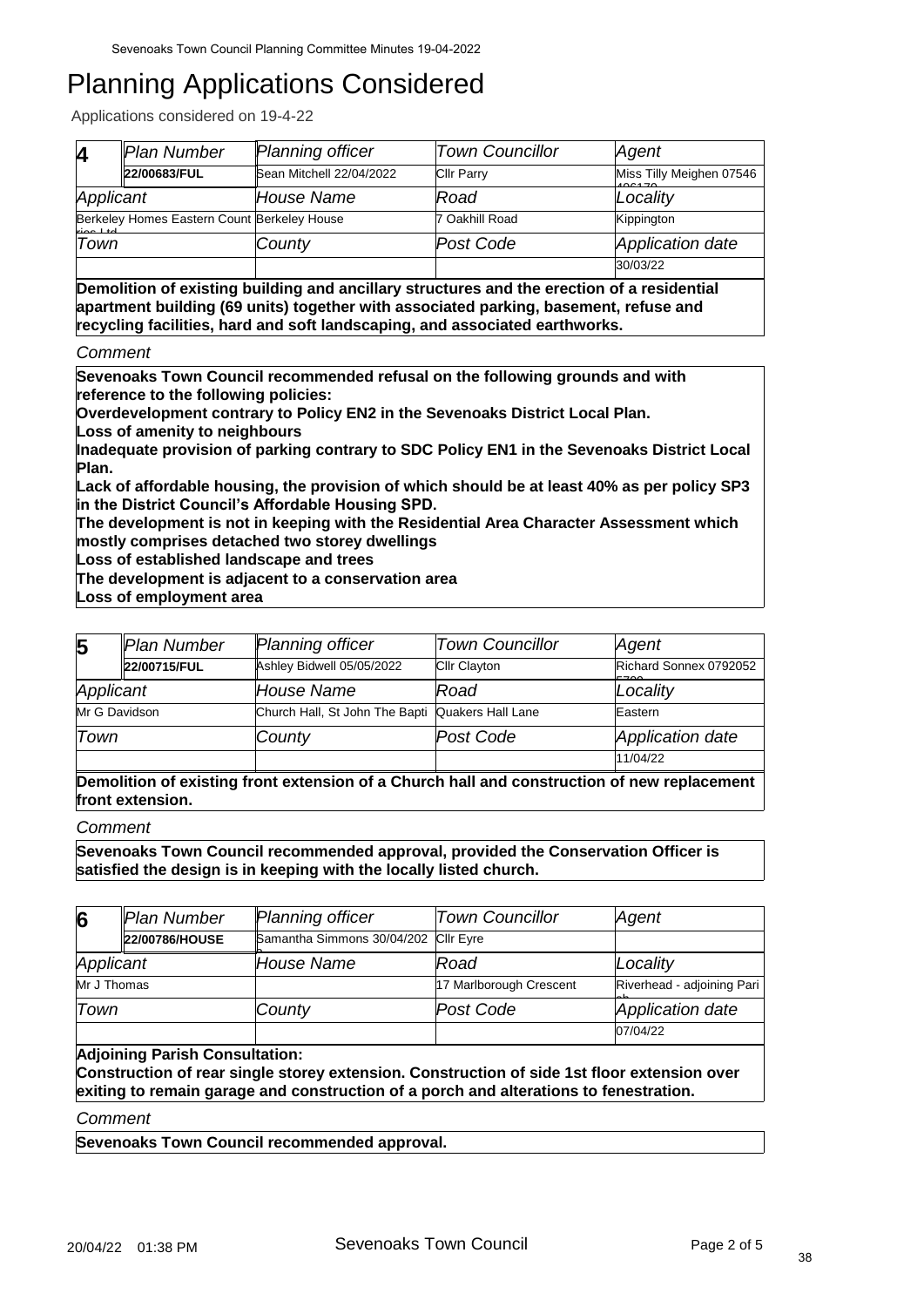# Planning Applications Considered

Applications considered on 19-4-22

| 4 | Plan Number | Planning officer | Town Councillor | Agent |
|---|---|---|---|---|
| | 22/00683/FUL | Sean Mitchell 22/04/2022 | Cllr Parry | Miss Tilly Meighen 07546 406170 |
| Applicant | | House Name | Road | Locality |
| Berkeley Homes Eastern Counties Ltd | | Berkeley House | 7 Oakhill Road | Kippington |
| Town | | County | Post Code | Application date |
| | | | | 30/03/22 |

**Demolition of existing building and ancillary structures and the erection of a residential apartment building (69 units) together with associated parking, basement, refuse and recycling facilities, hard and soft landscaping, and associated earthworks.**

*Comment*

**Sevenoaks Town Council recommended refusal on the following grounds and with reference to the following policies:**
**Overdevelopment contrary to Policy EN2 in the Sevenoaks District Local Plan.**
**Loss of amenity to neighbours**
**Inadequate provision of parking contrary to SDC Policy EN1 in the Sevenoaks District Local Plan.**
**Lack of affordable housing, the provision of which should be at least 40% as per policy SP3 in the District Council's Affordable Housing SPD.**
**The development is not in keeping with the Residential Area Character Assessment which mostly comprises detached two storey dwellings**
**Loss of established landscape and trees**
**The development is adjacent to a conservation area**
**Loss of employment area**

| 5 | Plan Number | Planning officer | Town Councillor | Agent |
|---|---|---|---|---|
| | 22/00715/FUL | Ashley Bidwell 05/05/2022 | Cllr Clayton | Richard Sonnex 0792052 5700 |
| Applicant | | House Name | Road | Locality |
| Mr G Davidson | | Church Hall, St John The Bapti | Quakers Hall Lane | Eastern |
| Town | | County | Post Code | Application date |
| | | | | 11/04/22 |

**Demolition of existing front extension of a Church hall and construction of new replacement front extension.**

*Comment*

**Sevenoaks Town Council recommended approval, provided the Conservation Officer is satisfied the design is in keeping with the locally listed church.**

| 6 | Plan Number | Planning officer | Town Councillor | Agent |
|---|---|---|---|---|
| | 22/00786/HOUSE | Samantha Simmons 30/04/202 | Cllr Eyre | |
| Applicant | | House Name | Road | Locality |
| Mr J Thomas | | | 17 Marlborough Crescent | Riverhead - adjoining Pari |
| Town | | County | Post Code | Application date |
| | | | | 07/04/22 |

**Adjoining Parish Consultation:**
**Construction of rear single storey extension. Construction of side 1st floor extension over exiting to remain garage and construction of a porch and alterations to fenestration.**

*Comment*

**Sevenoaks Town Council recommended approval.**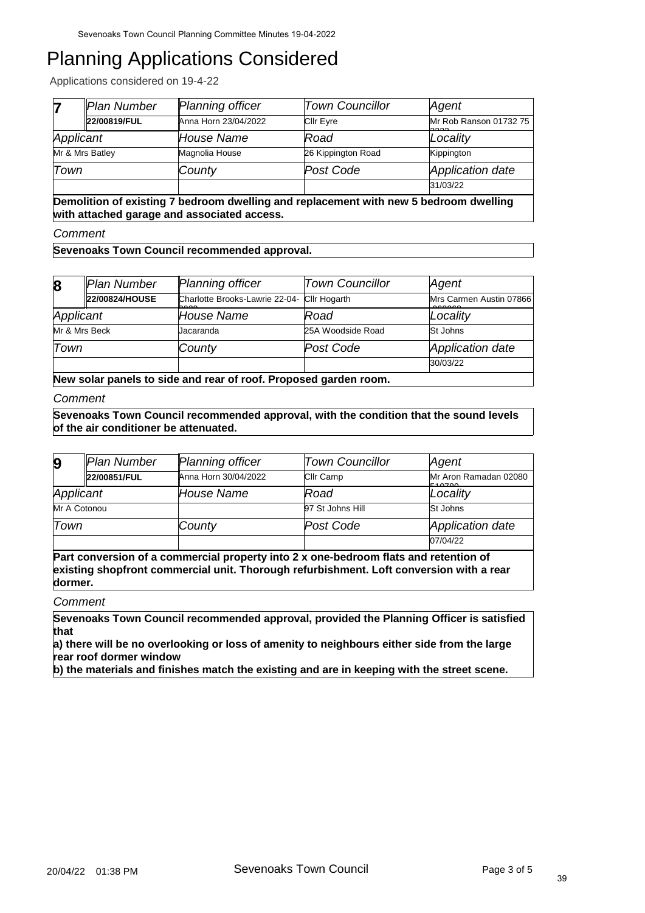# Planning Applications Considered

Applications considered on 19-4-22

| 7 | Plan Number | Planning officer | Town Councillor | Agent |
|---|---|---|---|---|
| | 22/00819/FUL | Anna Horn 23/04/2022 | Cllr Eyre | Mr Rob Ranson 01732 75 |
| Applicant | | House Name | Road | Locality |
| Mr & Mrs Batley | | Magnolia House | 26 Kippington Road | Kippington |
| Town | | County | Post Code | Application date |
| | | | | 31/03/22 |

**Demolition of existing 7 bedroom dwelling and replacement with new 5 bedroom dwelling with attached garage and associated access.**

*Comment*

**Sevenoaks Town Council recommended approval.**

| 8 | Plan Number | Planning officer | Town Councillor | Agent |
|---|---|---|---|---|
| | 22/00824/HOUSE | Charlotte Brooks-Lawrie 22-04- | Cllr Hogarth | Mrs Carmen Austin 07866 |
| Applicant | | House Name | Road | Locality |
| Mr & Mrs Beck | | Jacaranda | 25A Woodside Road | St Johns |
| Town | | County | Post Code | Application date |
| | | | | 30/03/22 |

**New solar panels to side and rear of roof. Proposed garden room.**

*Comment*

**Sevenoaks Town Council recommended approval, with the condition that the sound levels of the air conditioner be attenuated.**

| 9 | Plan Number | Planning officer | Town Councillor | Agent |
|---|---|---|---|---|
| | 22/00851/FUL | Anna Horn 30/04/2022 | Cllr Camp | Mr Aron Ramadan 02080 |
| Applicant | | House Name | Road | Locality |
| Mr A Cotonou | | | 97 St Johns Hill | St Johns |
| Town | | County | Post Code | Application date |
| | | | | 07/04/22 |

**Part conversion of a commercial property into 2 x one-bedroom flats and retention of existing shopfront commercial unit. Thorough refurbishment. Loft conversion with a rear dormer.**

*Comment*

**Sevenoaks Town Council recommended approval, provided the Planning Officer is satisfied that**
**a) there will be no overlooking or loss of amenity to neighbours either side from the large rear roof dormer window**
**b) the materials and finishes match the existing and are in keeping with the street scene.**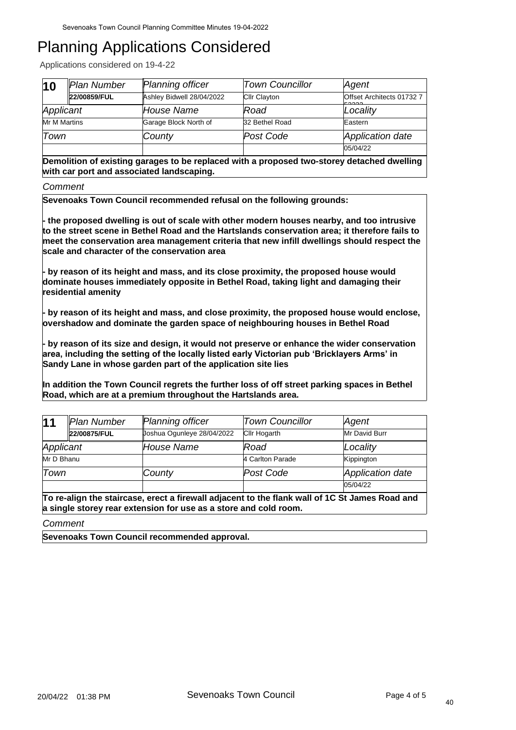# Planning Applications Considered

Applications considered on 19-4-22

| 10 | Plan Number | Planning officer | Town Councillor | Agent |
|---|---|---|---|---|
| | 22/00859/FUL | Ashley Bidwell 28/04/2022 | Cllr Clayton | Offset Architects 01732 7 52222 |
| Applicant | | House Name | Road | Locality |
| Mr M Martins | | Garage Block North of | 32 Bethel Road | Eastern |
| Town | | County | Post Code | Application date |
| | | | | 05/04/22 |

**Demolition of existing garages to be replaced with a proposed two-storey detached dwelling with car port and associated landscaping.**

*Comment*

**Sevenoaks Town Council recommended refusal on the following grounds:**

**- the proposed dwelling is out of scale with other modern houses nearby, and too intrusive to the street scene in Bethel Road and the Hartslands conservation area; it therefore fails to meet the conservation area management criteria that new infill dwellings should respect the scale and character of the conservation area**

**- by reason of its height and mass, and its close proximity, the proposed house would dominate houses immediately opposite in Bethel Road, taking light and damaging their residential amenity**

**- by reason of its height and mass, and close proximity, the proposed house would enclose, overshadow and dominate the garden space of neighbouring houses in Bethel Road**

**- by reason of its size and design, it would not preserve or enhance the wider conservation area, including the setting of the locally listed early Victorian pub 'Bricklayers Arms' in Sandy Lane in whose garden part of the application site lies**

**In addition the Town Council regrets the further loss of off street parking spaces in Bethel Road, which are at a premium throughout the Hartslands area.**

| 11 | Plan Number | Planning officer | Town Councillor | Agent |
|---|---|---|---|---|
| | 22/00875/FUL | Joshua Ogunleye 28/04/2022 | Cllr Hogarth | Mr David Burr |
| Applicant | | House Name | Road | Locality |
| Mr D Bhanu | | | 4 Carlton Parade | Kippington |
| Town | | County | Post Code | Application date |
| | | | | 05/04/22 |

**To re-align the staircase, erect a firewall adjacent to the flank wall of 1C St James Road and a single storey rear extension for use as a store and cold room.**

*Comment*

**Sevenoaks Town Council recommended approval.**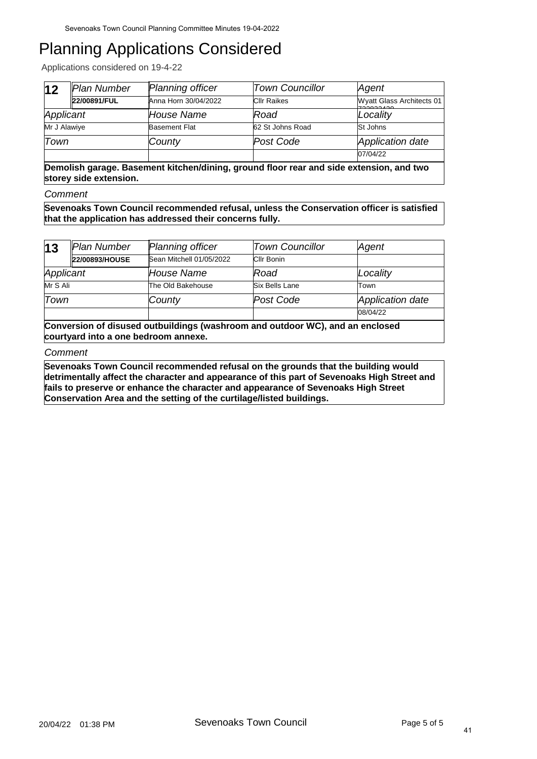# Planning Applications Considered

Applications considered on 19-4-22

| 12 | *Plan Number* | *Planning officer* | *Town Councillor* | *Agent* |
|---|---|---|---|---|
| | **22/00891/FUL** | Anna Horn 30/04/2022 | Cllr Raikes | Wyatt Glass Architects 01 |
| *Applicant* | | *House Name* | *Road* | *Locality* |
| Mr J Alawiye | | Basement Flat | 62 St Johns Road | St Johns |
| *Town* | | *County* | *Post Code* | *Application date* |
| | | | | 07/04/22 |

**Demolish garage. Basement kitchen/dining, ground floor rear and side extension, and two storey side extension.**

*Comment*

**Sevenoaks Town Council recommended refusal, unless the Conservation officer is satisfied that the application has addressed their concerns fully.**

| 13 | *Plan Number* | *Planning officer* | *Town Councillor* | *Agent* |
|---|---|---|---|---|
| | **22/00893/HOUSE** | Sean Mitchell 01/05/2022 | Cllr Bonin | |
| *Applicant* | | *House Name* | *Road* | *Locality* |
| Mr S Ali | | The Old Bakehouse | Six Bells Lane | Town |
| *Town* | | *County* | *Post Code* | *Application date* |
| | | | | 08/04/22 |

**Conversion of disused outbuildings (washroom and outdoor WC), and an enclosed courtyard into a one bedroom annexe.**

*Comment*

**Sevenoaks Town Council recommended refusal on the grounds that the building would detrimentally affect the character and appearance of this part of Sevenoaks High Street and fails to preserve or enhance the character and appearance of Sevenoaks High Street Conservation Area and the setting of the curtilage/listed buildings.**